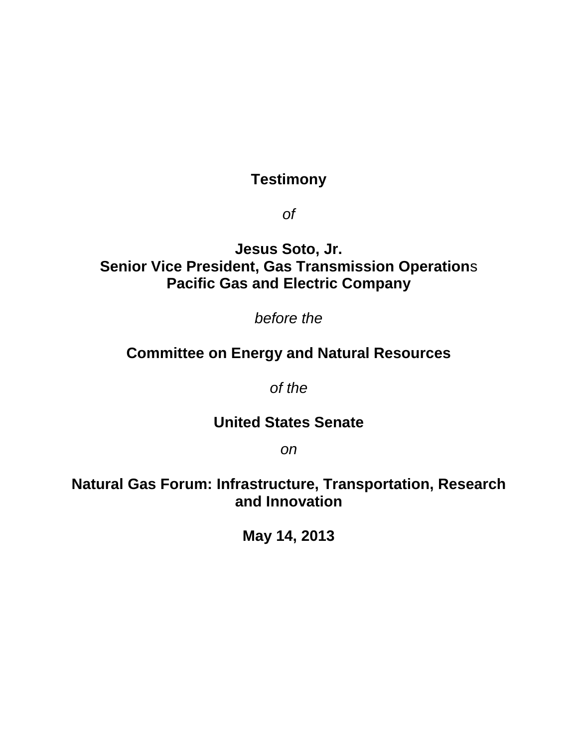**Testimony**

*of*

**Jesus Soto, Jr.**
**Senior Vice President, Gas Transmission Operations**
**Pacific Gas and Electric Company**

*before the*

**Committee on Energy and Natural Resources**

*of the*

**United States Senate**

*on*

**Natural Gas Forum: Infrastructure, Transportation, Research and Innovation**

**May 14, 2013**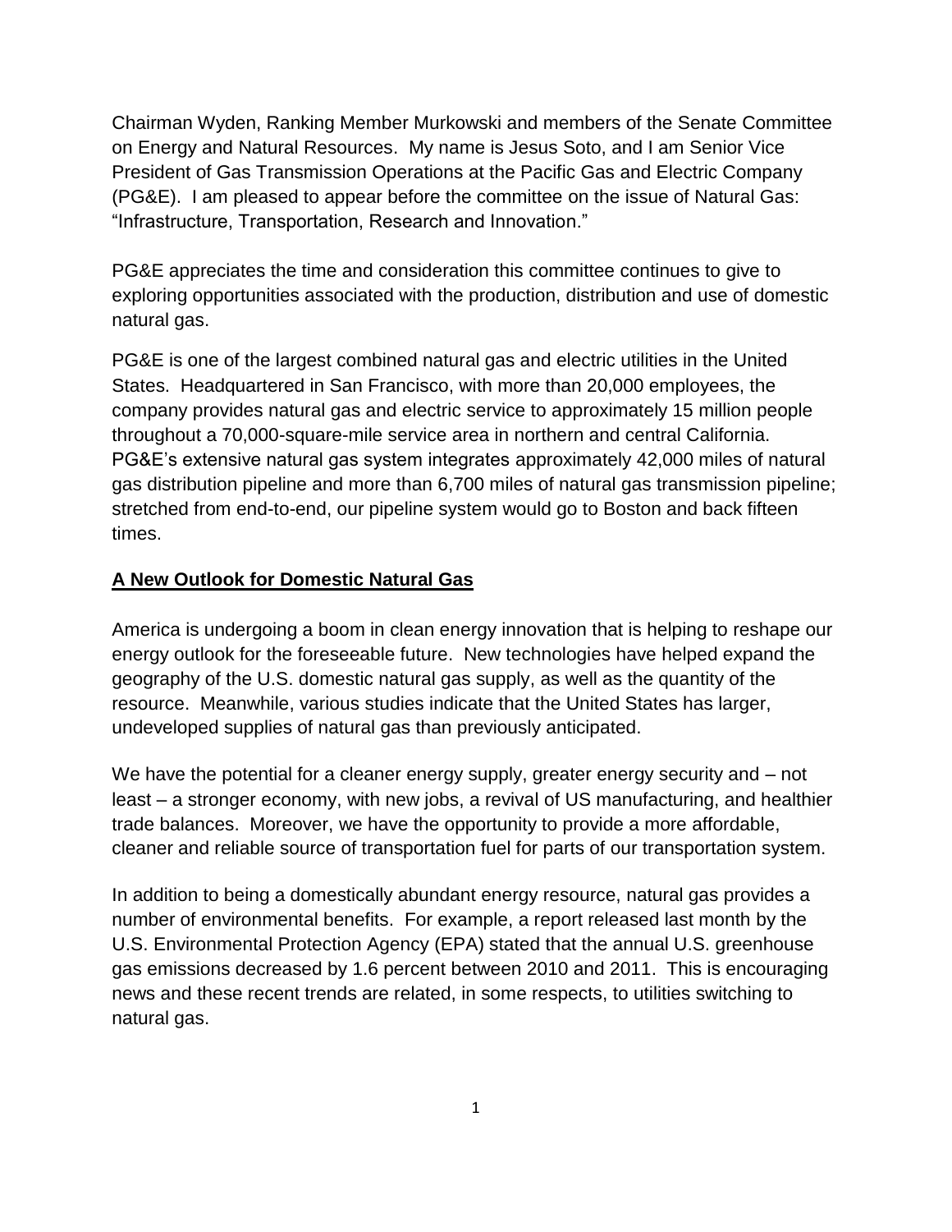Chairman Wyden, Ranking Member Murkowski and members of the Senate Committee on Energy and Natural Resources. My name is Jesus Soto, and I am Senior Vice President of Gas Transmission Operations at the Pacific Gas and Electric Company (PG&E). I am pleased to appear before the committee on the issue of Natural Gas: "Infrastructure, Transportation, Research and Innovation."

PG&E appreciates the time and consideration this committee continues to give to exploring opportunities associated with the production, distribution and use of domestic natural gas.

PG&E is one of the largest combined natural gas and electric utilities in the United States. Headquartered in San Francisco, with more than 20,000 employees, the company provides natural gas and electric service to approximately 15 million people throughout a 70,000-square-mile service area in northern and central California. PG&E's extensive natural gas system integrates approximately 42,000 miles of natural gas distribution pipeline and more than 6,700 miles of natural gas transmission pipeline; stretched from end-to-end, our pipeline system would go to Boston and back fifteen times.

**A New Outlook for Domestic Natural Gas**

America is undergoing a boom in clean energy innovation that is helping to reshape our energy outlook for the foreseeable future. New technologies have helped expand the geography of the U.S. domestic natural gas supply, as well as the quantity of the resource. Meanwhile, various studies indicate that the United States has larger, undeveloped supplies of natural gas than previously anticipated.

We have the potential for a cleaner energy supply, greater energy security and – not least – a stronger economy, with new jobs, a revival of US manufacturing, and healthier trade balances. Moreover, we have the opportunity to provide a more affordable, cleaner and reliable source of transportation fuel for parts of our transportation system.

In addition to being a domestically abundant energy resource, natural gas provides a number of environmental benefits. For example, a report released last month by the U.S. Environmental Protection Agency (EPA) stated that the annual U.S. greenhouse gas emissions decreased by 1.6 percent between 2010 and 2011. This is encouraging news and these recent trends are related, in some respects, to utilities switching to natural gas.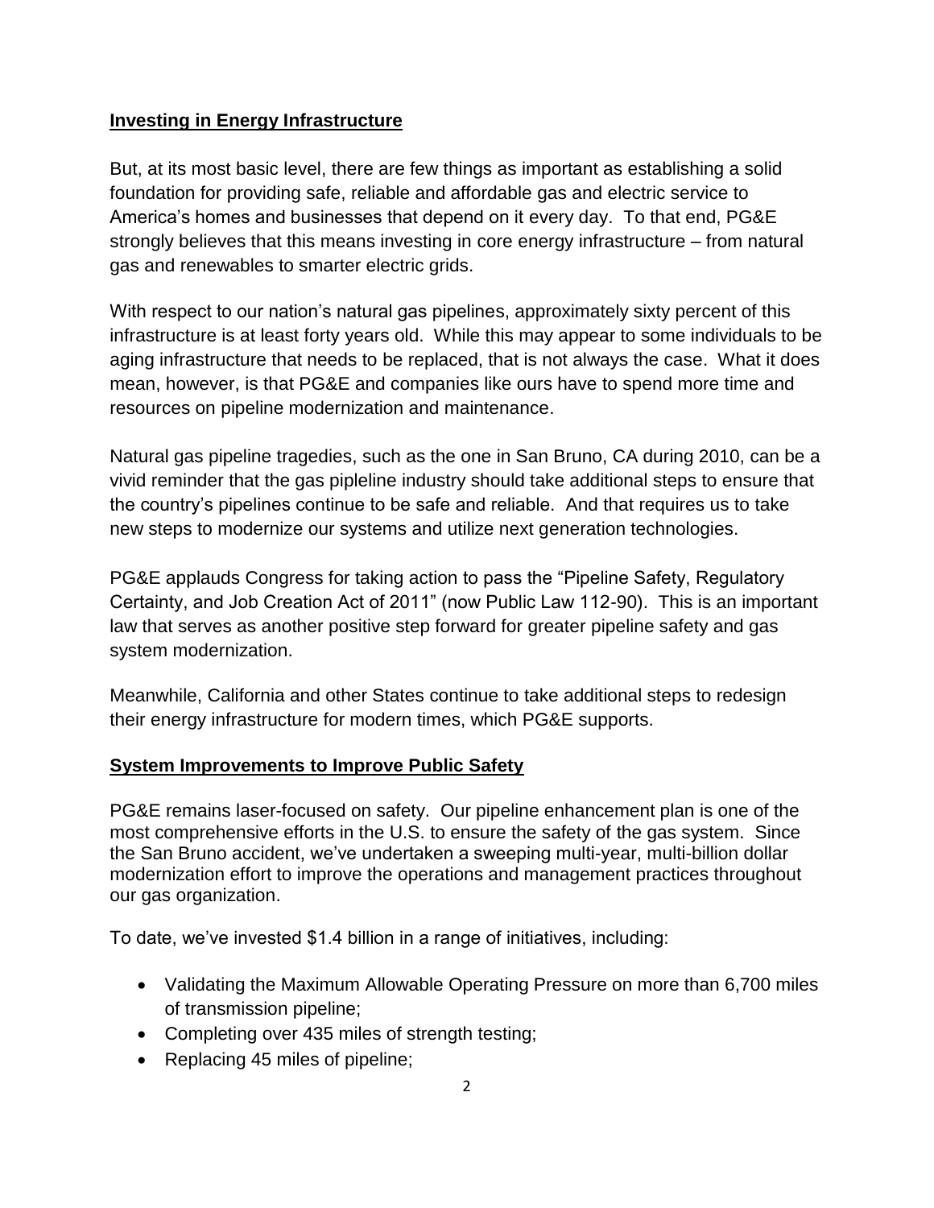## Investing in Energy Infrastructure

But, at its most basic level, there are few things as important as establishing a solid foundation for providing safe, reliable and affordable gas and electric service to America's homes and businesses that depend on it every day. To that end, PG&E strongly believes that this means investing in core energy infrastructure – from natural gas and renewables to smarter electric grids.

With respect to our nation's natural gas pipelines, approximately sixty percent of this infrastructure is at least forty years old. While this may appear to some individuals to be aging infrastructure that needs to be replaced, that is not always the case. What it does mean, however, is that PG&E and companies like ours have to spend more time and resources on pipeline modernization and maintenance.

Natural gas pipeline tragedies, such as the one in San Bruno, CA during 2010, can be a vivid reminder that the gas pipleline industry should take additional steps to ensure that the country's pipelines continue to be safe and reliable. And that requires us to take new steps to modernize our systems and utilize next generation technologies.

PG&E applauds Congress for taking action to pass the "Pipeline Safety, Regulatory Certainty, and Job Creation Act of 2011" (now Public Law 112-90). This is an important law that serves as another positive step forward for greater pipeline safety and gas system modernization.

Meanwhile, California and other States continue to take additional steps to redesign their energy infrastructure for modern times, which PG&E supports.

## System Improvements to Improve Public Safety

PG&E remains laser-focused on safety. Our pipeline enhancement plan is one of the most comprehensive efforts in the U.S. to ensure the safety of the gas system. Since the San Bruno accident, we've undertaken a sweeping multi-year, multi-billion dollar modernization effort to improve the operations and management practices throughout our gas organization.

To date, we've invested $1.4 billion in a range of initiatives, including:

- Validating the Maximum Allowable Operating Pressure on more than 6,700 miles of transmission pipeline;
- Completing over 435 miles of strength testing;
- Replacing 45 miles of pipeline;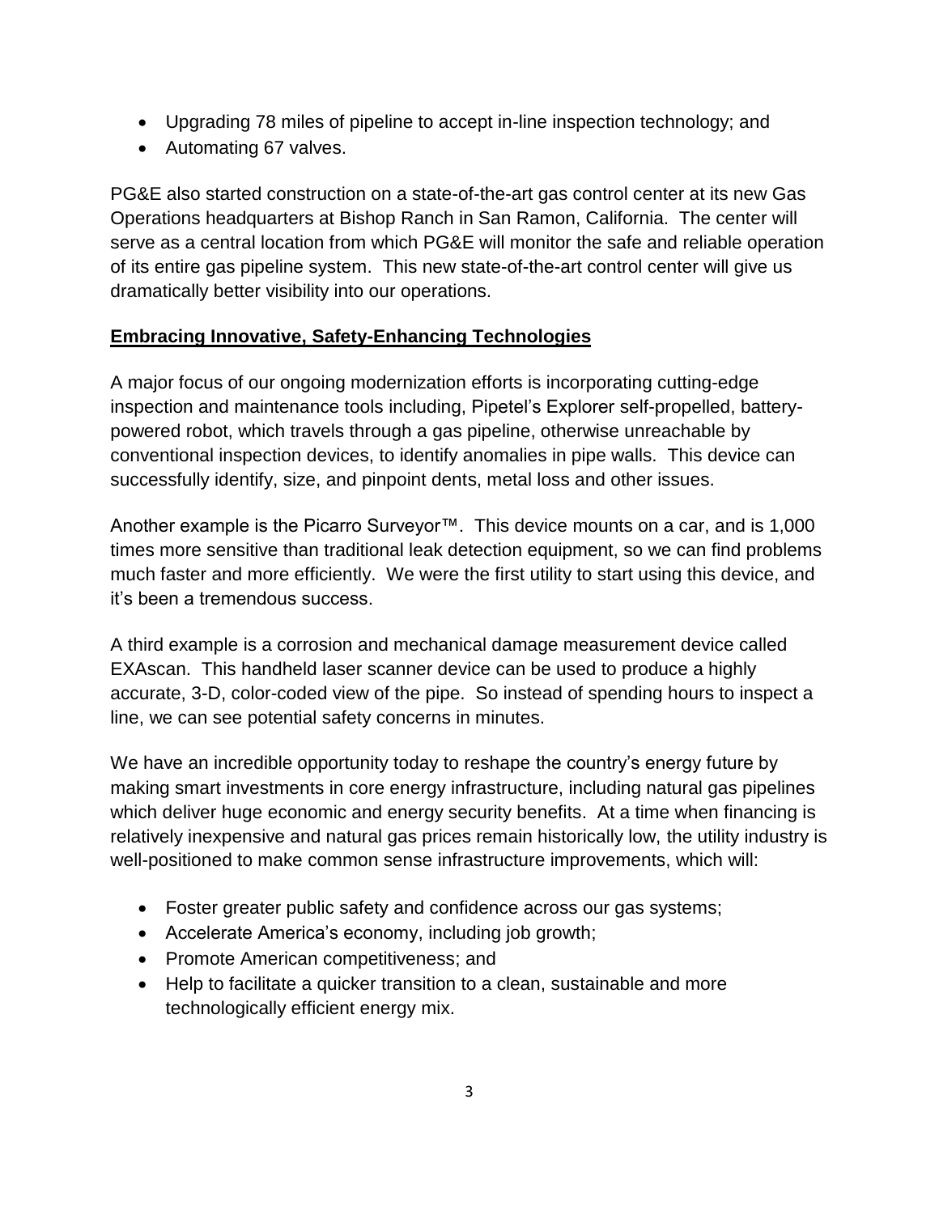- Upgrading 78 miles of pipeline to accept in-line inspection technology; and
- Automating 67 valves.

PG&E also started construction on a state-of-the-art gas control center at its new Gas Operations headquarters at Bishop Ranch in San Ramon, California. The center will serve as a central location from which PG&E will monitor the safe and reliable operation of its entire gas pipeline system. This new state-of-the-art control center will give us dramatically better visibility into our operations.

**<u>Embracing Innovative, Safety-Enhancing Technologies</u>**

A major focus of our ongoing modernization efforts is incorporating cutting-edge inspection and maintenance tools including, Pipetel's Explorer self-propelled, battery-powered robot, which travels through a gas pipeline, otherwise unreachable by conventional inspection devices, to identify anomalies in pipe walls. This device can successfully identify, size, and pinpoint dents, metal loss and other issues.

Another example is the Picarro Surveyor™. This device mounts on a car, and is 1,000 times more sensitive than traditional leak detection equipment, so we can find problems much faster and more efficiently. We were the first utility to start using this device, and it's been a tremendous success.

A third example is a corrosion and mechanical damage measurement device called EXAscan. This handheld laser scanner device can be used to produce a highly accurate, 3-D, color-coded view of the pipe. So instead of spending hours to inspect a line, we can see potential safety concerns in minutes.

We have an incredible opportunity today to reshape the country's energy future by making smart investments in core energy infrastructure, including natural gas pipelines which deliver huge economic and energy security benefits. At a time when financing is relatively inexpensive and natural gas prices remain historically low, the utility industry is well-positioned to make common sense infrastructure improvements, which will:

- Foster greater public safety and confidence across our gas systems;
- Accelerate America's economy, including job growth;
- Promote American competitiveness; and
- Help to facilitate a quicker transition to a clean, sustainable and more technologically efficient energy mix.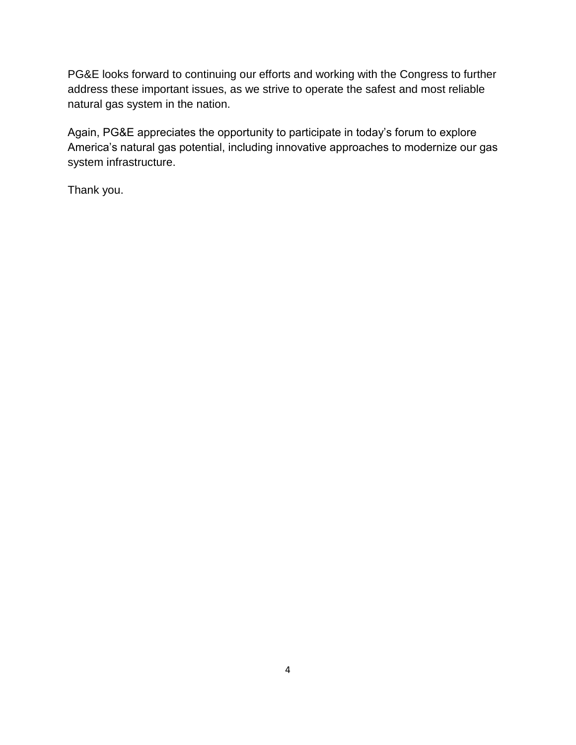PG&E looks forward to continuing our efforts and working with the Congress to further address these important issues, as we strive to operate the safest and most reliable natural gas system in the nation.

Again, PG&E appreciates the opportunity to participate in today's forum to explore America's natural gas potential, including innovative approaches to modernize our gas system infrastructure.

Thank you.